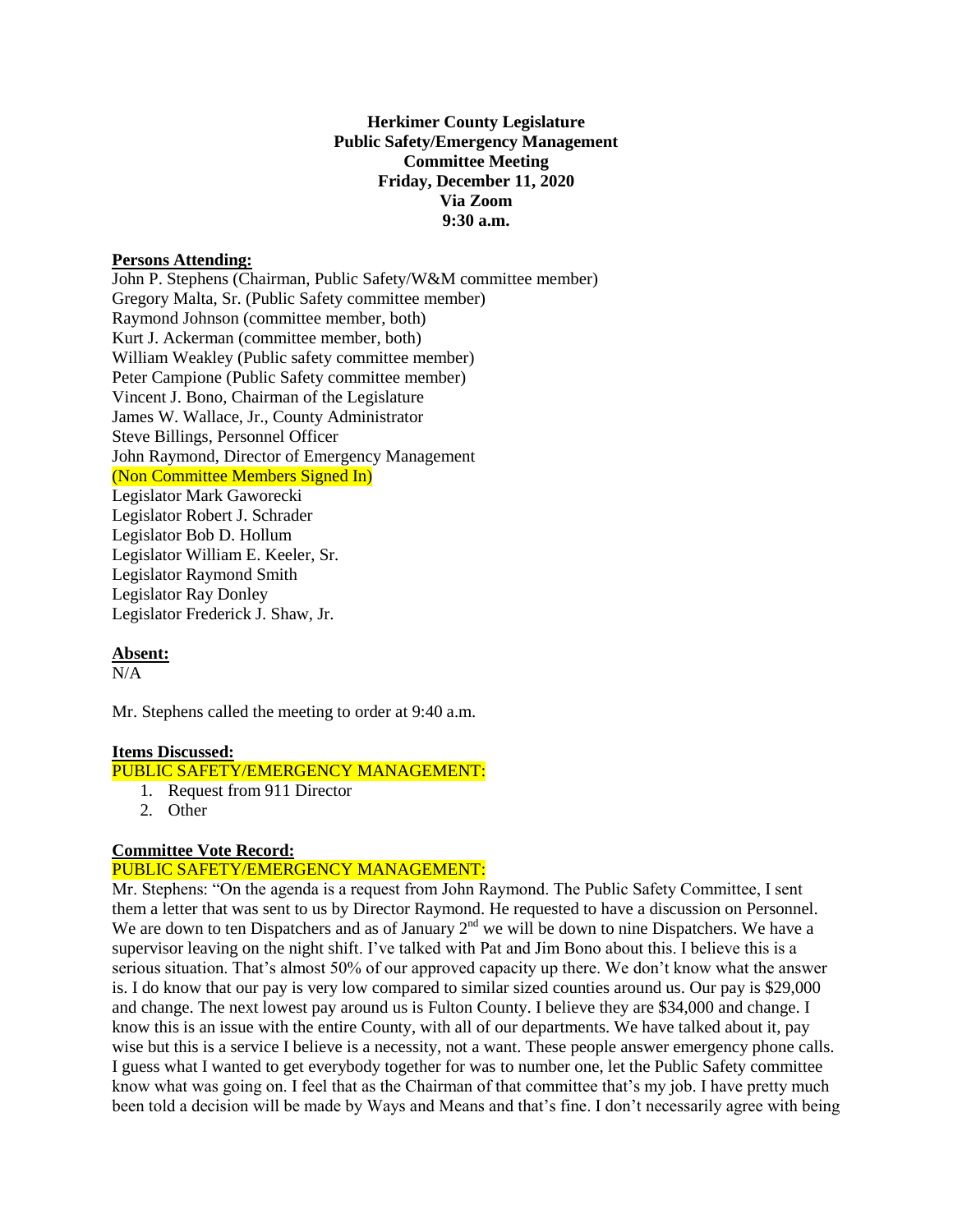**Herkimer County Legislature**
**Public Safety/Emergency Management**
**Committee Meeting**
**Friday, December 11, 2020**
**Via Zoom**
**9:30 a.m.**

**Persons Attending:**

John P. Stephens (Chairman, Public Safety/W&M committee member)
Gregory Malta, Sr. (Public Safety committee member)
Raymond Johnson (committee member, both)
Kurt J. Ackerman (committee member, both)
William Weakley (Public safety committee member)
Peter Campione (Public Safety committee member)
Vincent J. Bono, Chairman of the Legislature
James W. Wallace, Jr., County Administrator
Steve Billings, Personnel Officer
John Raymond, Director of Emergency Management
(Non Committee Members Signed In)
Legislator Mark Gaworecki
Legislator Robert J. Schrader
Legislator Bob D. Hollum
Legislator William E. Keeler, Sr.
Legislator Raymond Smith
Legislator Ray Donley
Legislator Frederick J. Shaw, Jr.

**Absent:**

N/A

Mr. Stephens called the meeting to order at 9:40 a.m.

**Items Discussed:**

PUBLIC SAFETY/EMERGENCY MANAGEMENT:

1. Request from 911 Director
2. Other

**Committee Vote Record:**

PUBLIC SAFETY/EMERGENCY MANAGEMENT:

Mr. Stephens: "On the agenda is a request from John Raymond. The Public Safety Committee, I sent them a letter that was sent to us by Director Raymond. He requested to have a discussion on Personnel. We are down to ten Dispatchers and as of January 2nd we will be down to nine Dispatchers. We have a supervisor leaving on the night shift. I've talked with Pat and Jim Bono about this. I believe this is a serious situation. That's almost 50% of our approved capacity up there. We don't know what the answer is. I do know that our pay is very low compared to similar sized counties around us. Our pay is $29,000 and change. The next lowest pay around us is Fulton County. I believe they are $34,000 and change. I know this is an issue with the entire County, with all of our departments. We have talked about it, pay wise but this is a service I believe is a necessity, not a want. These people answer emergency phone calls. I guess what I wanted to get everybody together for was to number one, let the Public Safety committee know what was going on. I feel that as the Chairman of that committee that's my job. I have pretty much been told a decision will be made by Ways and Means and that's fine. I don't necessarily agree with being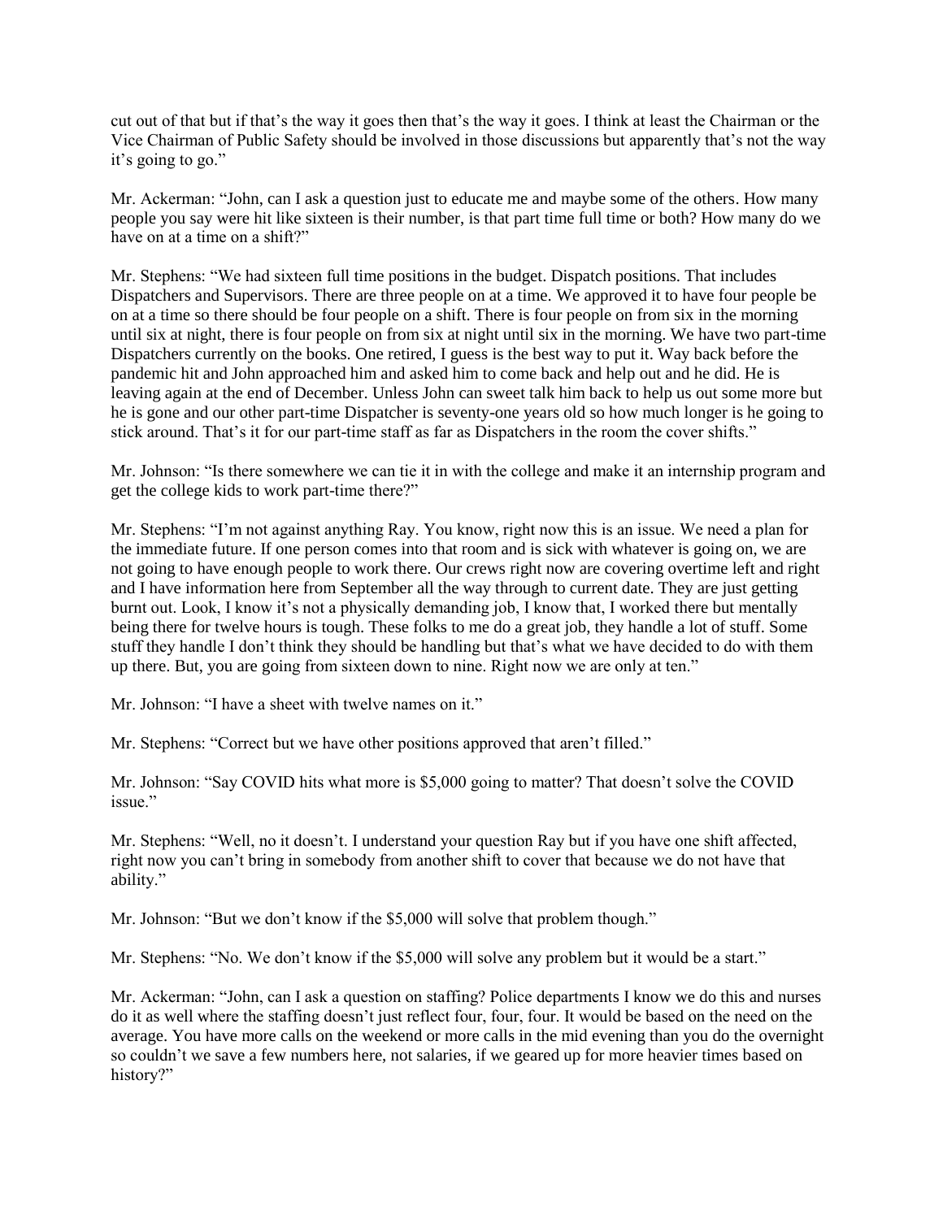cut out of that but if that's the way it goes then that's the way it goes. I think at least the Chairman or the Vice Chairman of Public Safety should be involved in those discussions but apparently that's not the way it's going to go."

Mr. Ackerman: "John, can I ask a question just to educate me and maybe some of the others. How many people you say were hit like sixteen is their number, is that part time full time or both? How many do we have on at a time on a shift?"

Mr. Stephens: "We had sixteen full time positions in the budget. Dispatch positions. That includes Dispatchers and Supervisors. There are three people on at a time. We approved it to have four people be on at a time so there should be four people on a shift. There is four people on from six in the morning until six at night, there is four people on from six at night until six in the morning. We have two part-time Dispatchers currently on the books. One retired, I guess is the best way to put it. Way back before the pandemic hit and John approached him and asked him to come back and help out and he did. He is leaving again at the end of December. Unless John can sweet talk him back to help us out some more but he is gone and our other part-time Dispatcher is seventy-one years old so how much longer is he going to stick around. That's it for our part-time staff as far as Dispatchers in the room the cover shifts."

Mr. Johnson: "Is there somewhere we can tie it in with the college and make it an internship program and get the college kids to work part-time there?"

Mr. Stephens: "I'm not against anything Ray. You know, right now this is an issue. We need a plan for the immediate future. If one person comes into that room and is sick with whatever is going on, we are not going to have enough people to work there. Our crews right now are covering overtime left and right and I have information here from September all the way through to current date. They are just getting burnt out. Look, I know it's not a physically demanding job, I know that, I worked there but mentally being there for twelve hours is tough. These folks to me do a great job, they handle a lot of stuff. Some stuff they handle I don't think they should be handling but that's what we have decided to do with them up there. But, you are going from sixteen down to nine. Right now we are only at ten."

Mr. Johnson: "I have a sheet with twelve names on it."

Mr. Stephens: "Correct but we have other positions approved that aren't filled."

Mr. Johnson: "Say COVID hits what more is $5,000 going to matter? That doesn't solve the COVID issue."

Mr. Stephens: "Well, no it doesn't. I understand your question Ray but if you have one shift affected, right now you can't bring in somebody from another shift to cover that because we do not have that ability."

Mr. Johnson: "But we don't know if the $5,000 will solve that problem though."

Mr. Stephens: "No. We don't know if the $5,000 will solve any problem but it would be a start."

Mr. Ackerman: "John, can I ask a question on staffing? Police departments I know we do this and nurses do it as well where the staffing doesn't just reflect four, four, four. It would be based on the need on the average. You have more calls on the weekend or more calls in the mid evening than you do the overnight so couldn't we save a few numbers here, not salaries, if we geared up for more heavier times based on history?"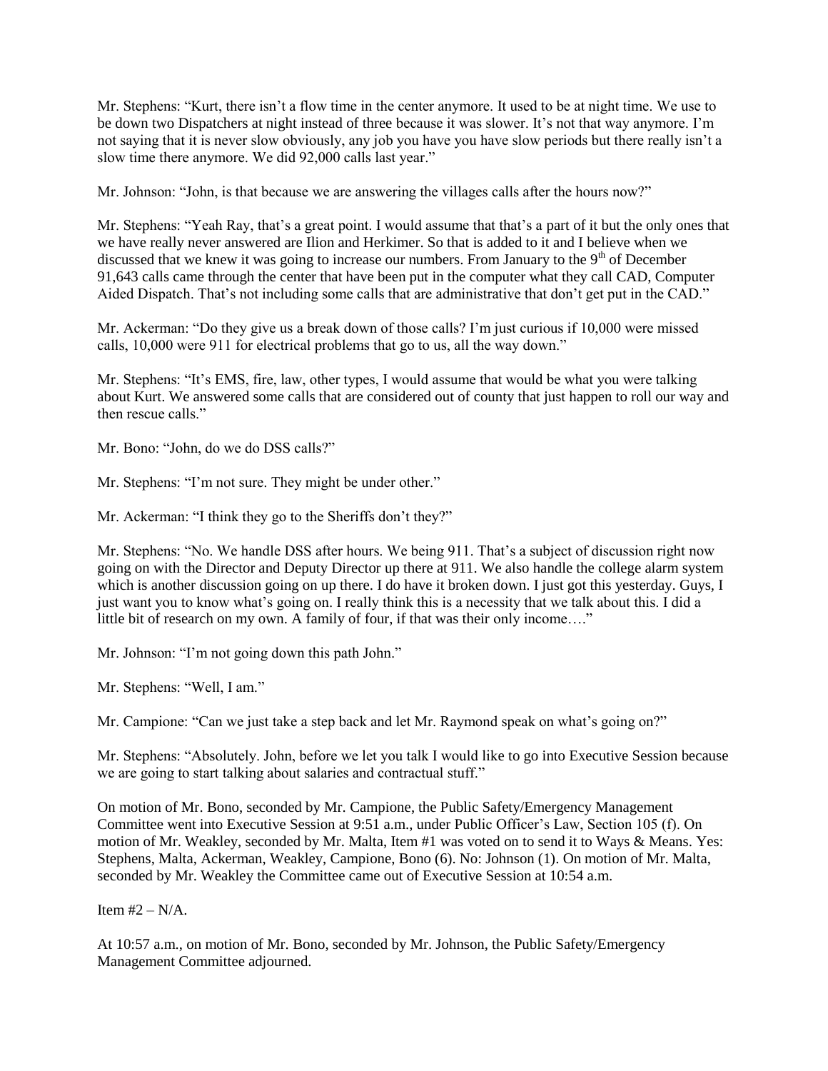Mr. Stephens: "Kurt, there isn't a flow time in the center anymore. It used to be at night time. We use to be down two Dispatchers at night instead of three because it was slower. It's not that way anymore. I'm not saying that it is never slow obviously, any job you have you have slow periods but there really isn't a slow time there anymore. We did 92,000 calls last year."

Mr. Johnson: "John, is that because we are answering the villages calls after the hours now?"

Mr. Stephens: "Yeah Ray, that's a great point. I would assume that that's a part of it but the only ones that we have really never answered are Ilion and Herkimer. So that is added to it and I believe when we discussed that we knew it was going to increase our numbers. From January to the 9th of December 91,643 calls came through the center that have been put in the computer what they call CAD, Computer Aided Dispatch. That's not including some calls that are administrative that don't get put in the CAD."

Mr. Ackerman: "Do they give us a break down of those calls? I'm just curious if 10,000 were missed calls, 10,000 were 911 for electrical problems that go to us, all the way down."

Mr. Stephens: "It's EMS, fire, law, other types, I would assume that would be what you were talking about Kurt. We answered some calls that are considered out of county that just happen to roll our way and then rescue calls."

Mr. Bono: "John, do we do DSS calls?"

Mr. Stephens: "I'm not sure. They might be under other."

Mr. Ackerman: "I think they go to the Sheriffs don't they?"

Mr. Stephens: "No. We handle DSS after hours. We being 911. That's a subject of discussion right now going on with the Director and Deputy Director up there at 911. We also handle the college alarm system which is another discussion going on up there. I do have it broken down. I just got this yesterday. Guys, I just want you to know what's going on. I really think this is a necessity that we talk about this. I did a little bit of research on my own. A family of four, if that was their only income…."

Mr. Johnson: "I'm not going down this path John."

Mr. Stephens: "Well, I am."

Mr. Campione: "Can we just take a step back and let Mr. Raymond speak on what's going on?"

Mr. Stephens: "Absolutely. John, before we let you talk I would like to go into Executive Session because we are going to start talking about salaries and contractual stuff."

On motion of Mr. Bono, seconded by Mr. Campione, the Public Safety/Emergency Management Committee went into Executive Session at 9:51 a.m., under Public Officer's Law, Section 105 (f). On motion of Mr. Weakley, seconded by Mr. Malta, Item #1 was voted on to send it to Ways & Means. Yes: Stephens, Malta, Ackerman, Weakley, Campione, Bono (6). No: Johnson (1). On motion of Mr. Malta, seconded by Mr. Weakley the Committee came out of Executive Session at 10:54 a.m.

Item #2 – N/A.

At 10:57 a.m., on motion of Mr. Bono, seconded by Mr. Johnson, the Public Safety/Emergency Management Committee adjourned.